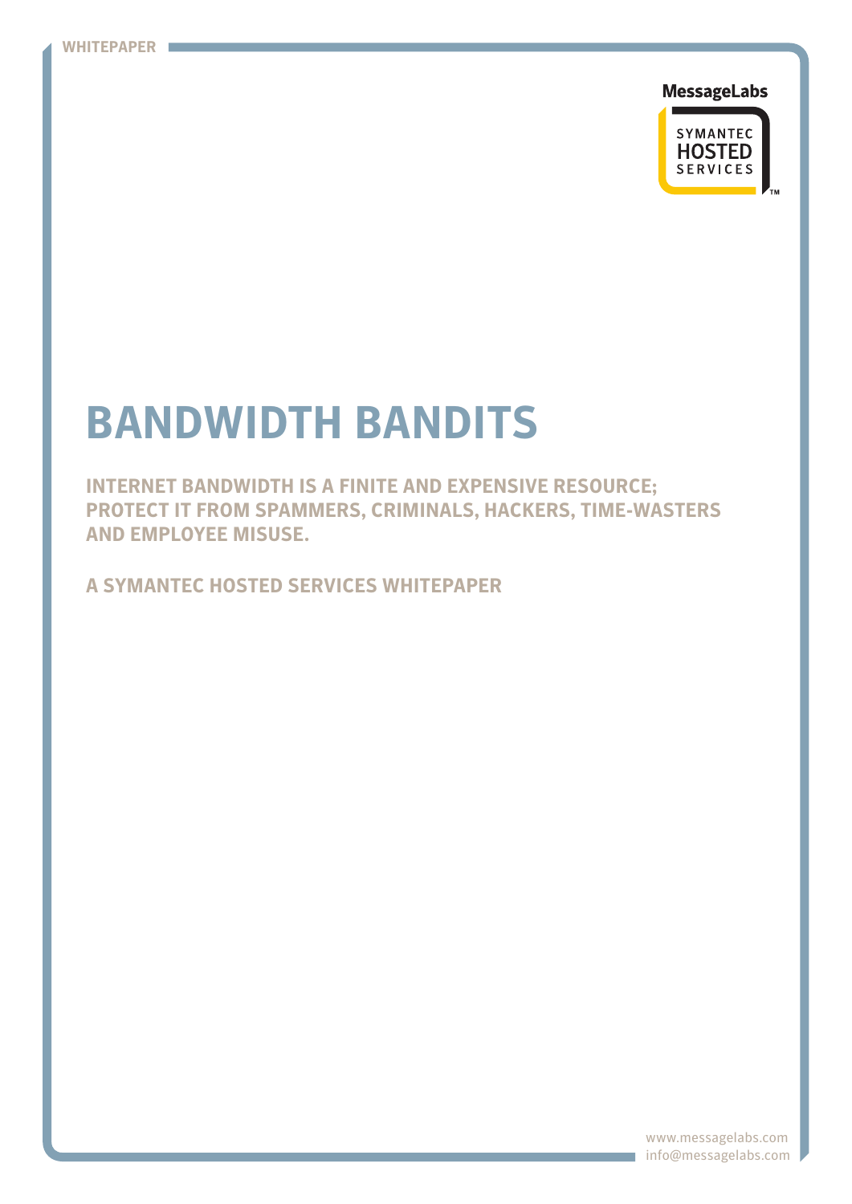WHITEPAPER

MessageLabs

SYMANTEC HOSTED SERVICES

# BANDWIDTH BANDITS

**INTERNET BANDWIDTH IS A FINITE AND EXPENSIVE RESOURCE; PROTECT IT FROM SPAMMERS, CRIMINALS, HACKERS, TIME-WASTERS AND EMPLOYEE MISUSE.**

**A SYMANTEC HOSTED SERVICES WHITEPAPER**

www.messagelabs.com
info@messagelabs.com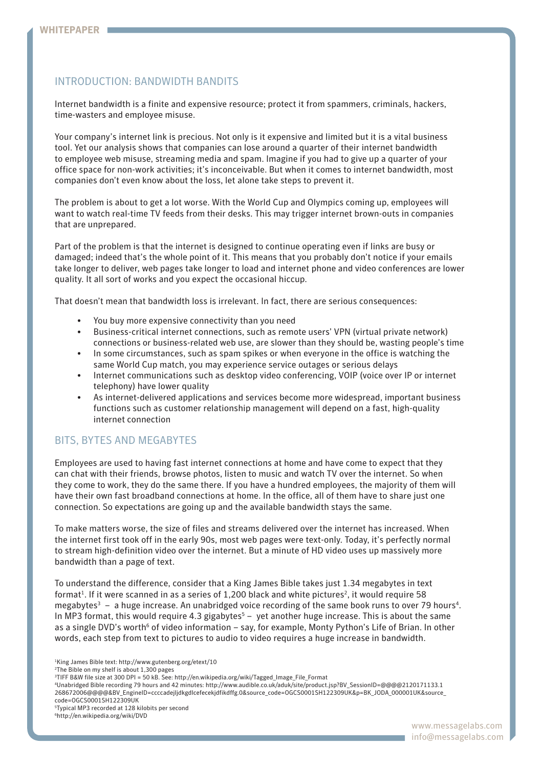## INTRODUCTION: BANDWIDTH BANDITS

Internet bandwidth is a finite and expensive resource; protect it from spammers, criminals, hackers, time-wasters and employee misuse.

Your company's internet link is precious. Not only is it expensive and limited but it is a vital business tool. Yet our analysis shows that companies can lose around a quarter of their internet bandwidth to employee web misuse, streaming media and spam. Imagine if you had to give up a quarter of your office space for non-work activities; it's inconceivable. But when it comes to internet bandwidth, most companies don't even know about the loss, let alone take steps to prevent it.

The problem is about to get a lot worse. With the World Cup and Olympics coming up, employees will want to watch real-time TV feeds from their desks. This may trigger internet brown-outs in companies that are unprepared.

Part of the problem is that the internet is designed to continue operating even if links are busy or damaged; indeed that's the whole point of it. This means that you probably don't notice if your emails take longer to deliver, web pages take longer to load and internet phone and video conferences are lower quality. It all sort of works and you expect the occasional hiccup.

That doesn't mean that bandwidth loss is irrelevant. In fact, there are serious consequences:

- You buy more expensive connectivity than you need
- Business-critical internet connections, such as remote users' VPN (virtual private network) connections or business-related web use, are slower than they should be, wasting people's time
- In some circumstances, such as spam spikes or when everyone in the office is watching the same World Cup match, you may experience service outages or serious delays
- Internet communications such as desktop video conferencing, VOIP (voice over IP or internet telephony) have lower quality
- As internet-delivered applications and services become more widespread, important business functions such as customer relationship management will depend on a fast, high-quality internet connection

## BITS, BYTES AND MEGABYTES

Employees are used to having fast internet connections at home and have come to expect that they can chat with their friends, browse photos, listen to music and watch TV over the internet. So when they come to work, they do the same there. If you have a hundred employees, the majority of them will have their own fast broadband connections at home. In the office, all of them have to share just one connection. So expectations are going up and the available bandwidth stays the same.

To make matters worse, the size of files and streams delivered over the internet has increased. When the internet first took off in the early 90s, most web pages were text-only. Today, it's perfectly normal to stream high-definition video over the internet. But a minute of HD video uses up massively more bandwidth than a page of text.

To understand the difference, consider that a King James Bible takes just 1.34 megabytes in text format[1]. If it were scanned in as a series of 1,200 black and white pictures[2], it would require 58 megabytes[3] – a huge increase. An unabridged voice recording of the same book runs to over 79 hours[4]. In MP3 format, this would require 4.3 gigabytes[5] – yet another huge increase. This is about the same as a single DVD's worth[6] of video information – say, for example, Monty Python's Life of Brian. In other words, each step from text to pictures to audio to video requires a huge increase in bandwidth.

[1]King James Bible text: http://www.gutenberg.org/etext/10
[2]The Bible on my shelf is about 1,300 pages
[3]TIFF B&W file size at 300 DPI = 50 kB. See: http://en.wikipedia.org/wiki/Tagged_Image_File_Format
[4]Unabridged Bible recording 79 hours and 42 minutes: http://www.audible.co.uk/aduk/site/product.jsp?BV_SessionID=@@@@2120171133.1268672006@@@@&BV_EngineID=ccccadejljdkgdlcefecekjdfikdffg.0&source_code=OGCS0001SH122309UK&p=BK_JODA_000001UK&source_code=OGCS0001SH122309UK
[5]Typical MP3 recorded at 128 kilobits per second
[6]http://en.wikipedia.org/wiki/DVD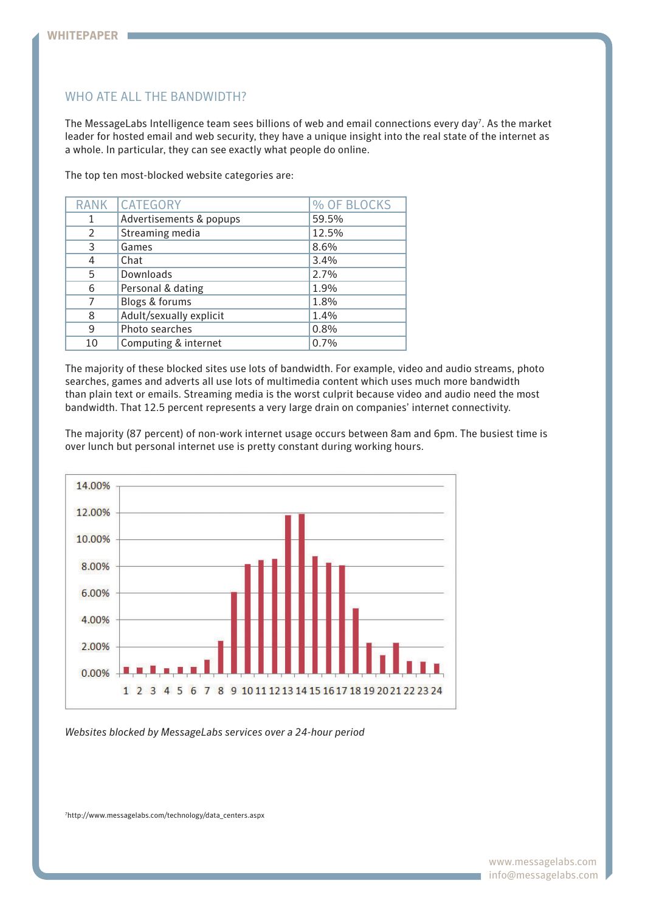## WHO ATE ALL THE BANDWIDTH?

The MessageLabs Intelligence team sees billions of web and email connections every day[7]. As the market leader for hosted email and web security, they have a unique insight into the real state of the internet as a whole. In particular, they can see exactly what people do online.

The top ten most-blocked website categories are:

| RANK | CATEGORY | % OF BLOCKS |
|---|---|---|
| 1 | Advertisements & popups | 59.5% |
| 2 | Streaming media | 12.5% |
| 3 | Games | 8.6% |
| 4 | Chat | 3.4% |
| 5 | Downloads | 2.7% |
| 6 | Personal & dating | 1.9% |
| 7 | Blogs & forums | 1.8% |
| 8 | Adult/sexually explicit | 1.4% |
| 9 | Photo searches | 0.8% |
| 10 | Computing & internet | 0.7% |

The majority of these blocked sites use lots of bandwidth. For example, video and audio streams, photo searches, games and adverts all use lots of multimedia content which uses much more bandwidth than plain text or emails. Streaming media is the worst culprit because video and audio need the most bandwidth. That 12.5 percent represents a very large drain on companies' internet connectivity.

The majority (87 percent) of non-work internet usage occurs between 8am and 6pm. The busiest time is over lunch but personal internet use is pretty constant during working hours.

*Websites blocked by MessageLabs services over a 24-hour period*

[7]http://www.messagelabs.com/technology/data_centers.aspx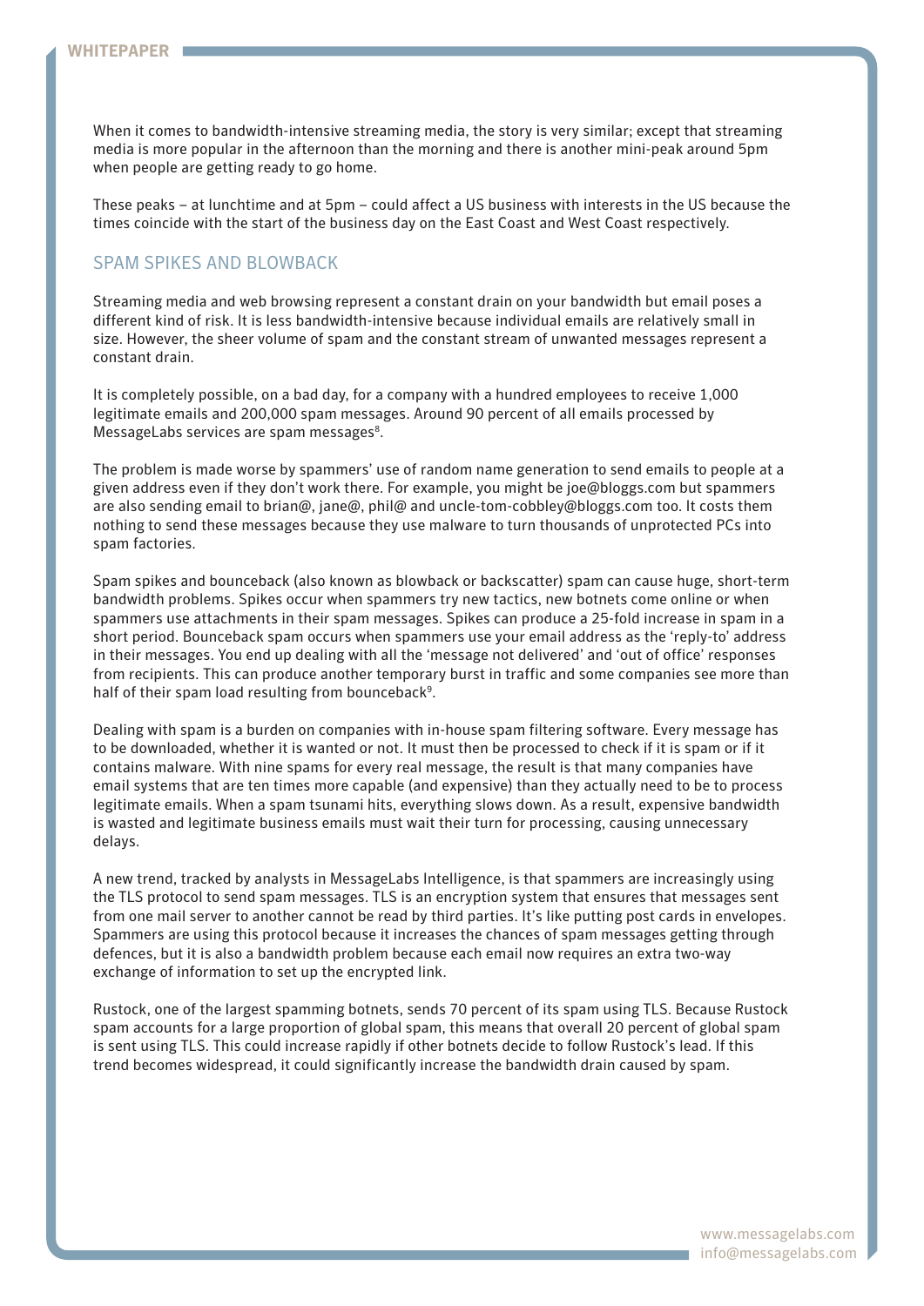When it comes to bandwidth-intensive streaming media, the story is very similar; except that streaming media is more popular in the afternoon than the morning and there is another mini-peak around 5pm when people are getting ready to go home.

These peaks – at lunchtime and at 5pm – could affect a US business with interests in the US because the times coincide with the start of the business day on the East Coast and West Coast respectively.

## SPAM SPIKES AND BLOWBACK

Streaming media and web browsing represent a constant drain on your bandwidth but email poses a different kind of risk. It is less bandwidth-intensive because individual emails are relatively small in size. However, the sheer volume of spam and the constant stream of unwanted messages represent a constant drain.

It is completely possible, on a bad day, for a company with a hundred employees to receive 1,000 legitimate emails and 200,000 spam messages. Around 90 percent of all emails processed by MessageLabs services are spam messages[8].

The problem is made worse by spammers' use of random name generation to send emails to people at a given address even if they don't work there. For example, you might be joe@bloggs.com but spammers are also sending email to brian@, jane@, phil@ and uncle-tom-cobbley@bloggs.com too. It costs them nothing to send these messages because they use malware to turn thousands of unprotected PCs into spam factories.

Spam spikes and bounceback (also known as blowback or backscatter) spam can cause huge, short-term bandwidth problems. Spikes occur when spammers try new tactics, new botnets come online or when spammers use attachments in their spam messages. Spikes can produce a 25-fold increase in spam in a short period. Bounceback spam occurs when spammers use your email address as the 'reply-to' address in their messages. You end up dealing with all the 'message not delivered' and 'out of office' responses from recipients. This can produce another temporary burst in traffic and some companies see more than half of their spam load resulting from bounceback[9].

Dealing with spam is a burden on companies with in-house spam filtering software. Every message has to be downloaded, whether it is wanted or not. It must then be processed to check if it is spam or if it contains malware. With nine spams for every real message, the result is that many companies have email systems that are ten times more capable (and expensive) than they actually need to be to process legitimate emails. When a spam tsunami hits, everything slows down. As a result, expensive bandwidth is wasted and legitimate business emails must wait their turn for processing, causing unnecessary delays.

A new trend, tracked by analysts in MessageLabs Intelligence, is that spammers are increasingly using the TLS protocol to send spam messages. TLS is an encryption system that ensures that messages sent from one mail server to another cannot be read by third parties. It's like putting post cards in envelopes. Spammers are using this protocol because it increases the chances of spam messages getting through defences, but it is also a bandwidth problem because each email now requires an extra two-way exchange of information to set up the encrypted link.

Rustock, one of the largest spamming botnets, sends 70 percent of its spam using TLS. Because Rustock spam accounts for a large proportion of global spam, this means that overall 20 percent of global spam is sent using TLS. This could increase rapidly if other botnets decide to follow Rustock's lead. If this trend becomes widespread, it could significantly increase the bandwidth drain caused by spam.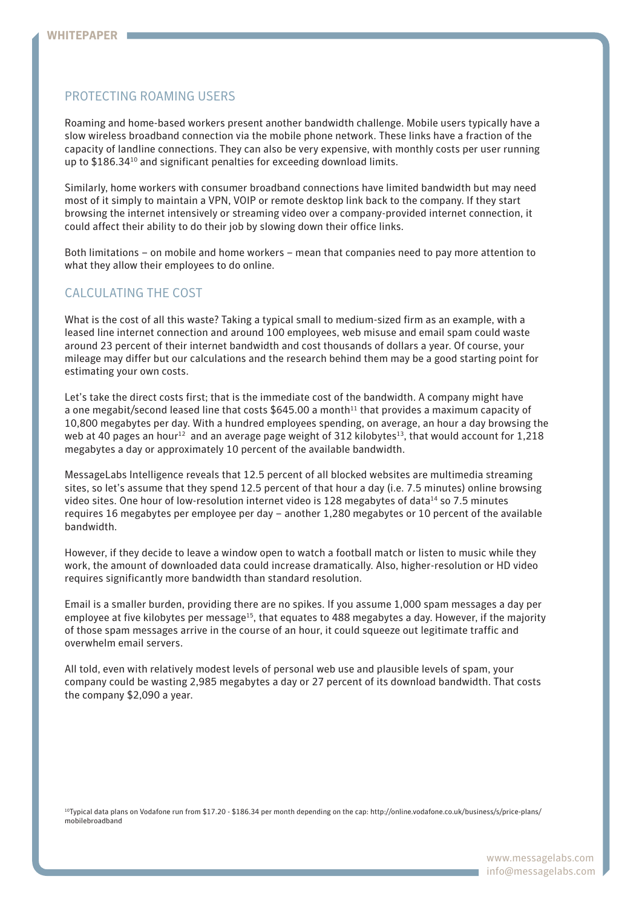## PROTECTING ROAMING USERS

Roaming and home-based workers present another bandwidth challenge. Mobile users typically have a slow wireless broadband connection via the mobile phone network. These links have a fraction of the capacity of landline connections. They can also be very expensive, with monthly costs per user running up to $186.34[10] and significant penalties for exceeding download limits.

Similarly, home workers with consumer broadband connections have limited bandwidth but may need most of it simply to maintain a VPN, VOIP or remote desktop link back to the company. If they start browsing the internet intensively or streaming video over a company-provided internet connection, it could affect their ability to do their job by slowing down their office links.

Both limitations – on mobile and home workers – mean that companies need to pay more attention to what they allow their employees to do online.

## CALCULATING THE COST

What is the cost of all this waste? Taking a typical small to medium-sized firm as an example, with a leased line internet connection and around 100 employees, web misuse and email spam could waste around 23 percent of their internet bandwidth and cost thousands of dollars a year. Of course, your mileage may differ but our calculations and the research behind them may be a good starting point for estimating your own costs.

Let's take the direct costs first; that is the immediate cost of the bandwidth. A company might have a one megabit/second leased line that costs $645.00 a month[11] that provides a maximum capacity of 10,800 megabytes per day. With a hundred employees spending, on average, an hour a day browsing the web at 40 pages an hour[12] and an average page weight of 312 kilobytes[13], that would account for 1,218 megabytes a day or approximately 10 percent of the available bandwidth.

MessageLabs Intelligence reveals that 12.5 percent of all blocked websites are multimedia streaming sites, so let's assume that they spend 12.5 percent of that hour a day (i.e. 7.5 minutes) online browsing video sites. One hour of low-resolution internet video is 128 megabytes of data[14] so 7.5 minutes requires 16 megabytes per employee per day – another 1,280 megabytes or 10 percent of the available bandwidth.

However, if they decide to leave a window open to watch a football match or listen to music while they work, the amount of downloaded data could increase dramatically. Also, higher-resolution or HD video requires significantly more bandwidth than standard resolution.

Email is a smaller burden, providing there are no spikes. If you assume 1,000 spam messages a day per employee at five kilobytes per message[15], that equates to 488 megabytes a day. However, if the majority of those spam messages arrive in the course of an hour, it could squeeze out legitimate traffic and overwhelm email servers.

All told, even with relatively modest levels of personal web use and plausible levels of spam, your company could be wasting 2,985 megabytes a day or 27 percent of its download bandwidth. That costs the company $2,090 a year.

[10] Typical data plans on Vodafone run from $17.20 - $186.34 per month depending on the cap: http://online.vodafone.co.uk/business/s/price-plans/mobilebroadband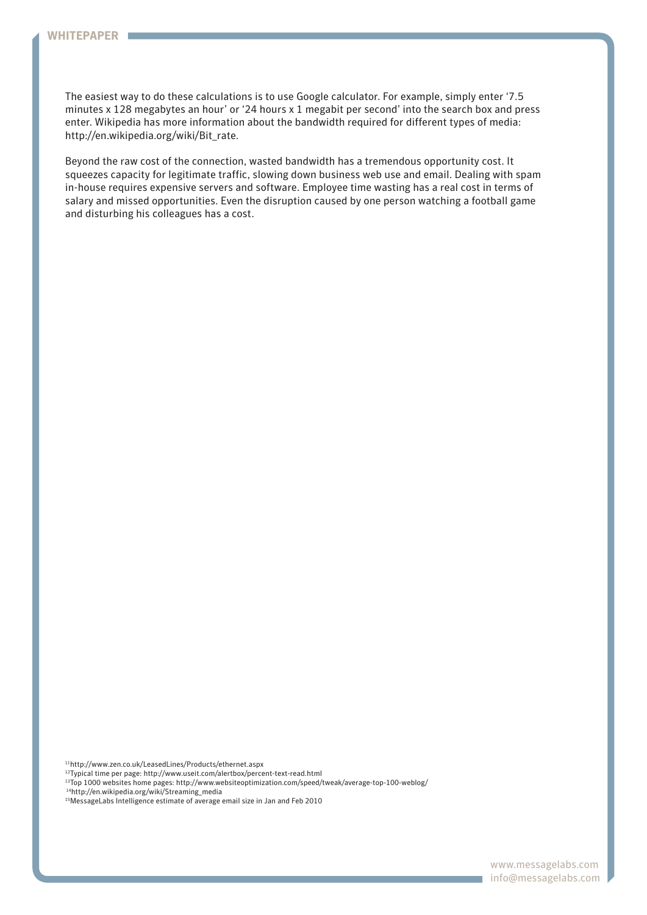The easiest way to do these calculations is to use Google calculator. For example, simply enter '7.5 minutes x 128 megabytes an hour' or '24 hours x 1 megabit per second' into the search box and press enter. Wikipedia has more information about the bandwidth required for different types of media: http://en.wikipedia.org/wiki/Bit_rate.

Beyond the raw cost of the connection, wasted bandwidth has a tremendous opportunity cost. It squeezes capacity for legitimate traffic, slowing down business web use and email. Dealing with spam in-house requires expensive servers and software. Employee time wasting has a real cost in terms of salary and missed opportunities. Even the disruption caused by one person watching a football game and disturbing his colleagues has a cost.

[11] http://www.zen.co.uk/LeasedLines/Products/ethernet.aspx
[12] Typical time per page: http://www.useit.com/alertbox/percent-text-read.html
[13] Top 1000 websites home pages: http://www.websiteoptimization.com/speed/tweak/average-top-100-weblog/
[14] http://en.wikipedia.org/wiki/Streaming_media
[15] MessageLabs Intelligence estimate of average email size in Jan and Feb 2010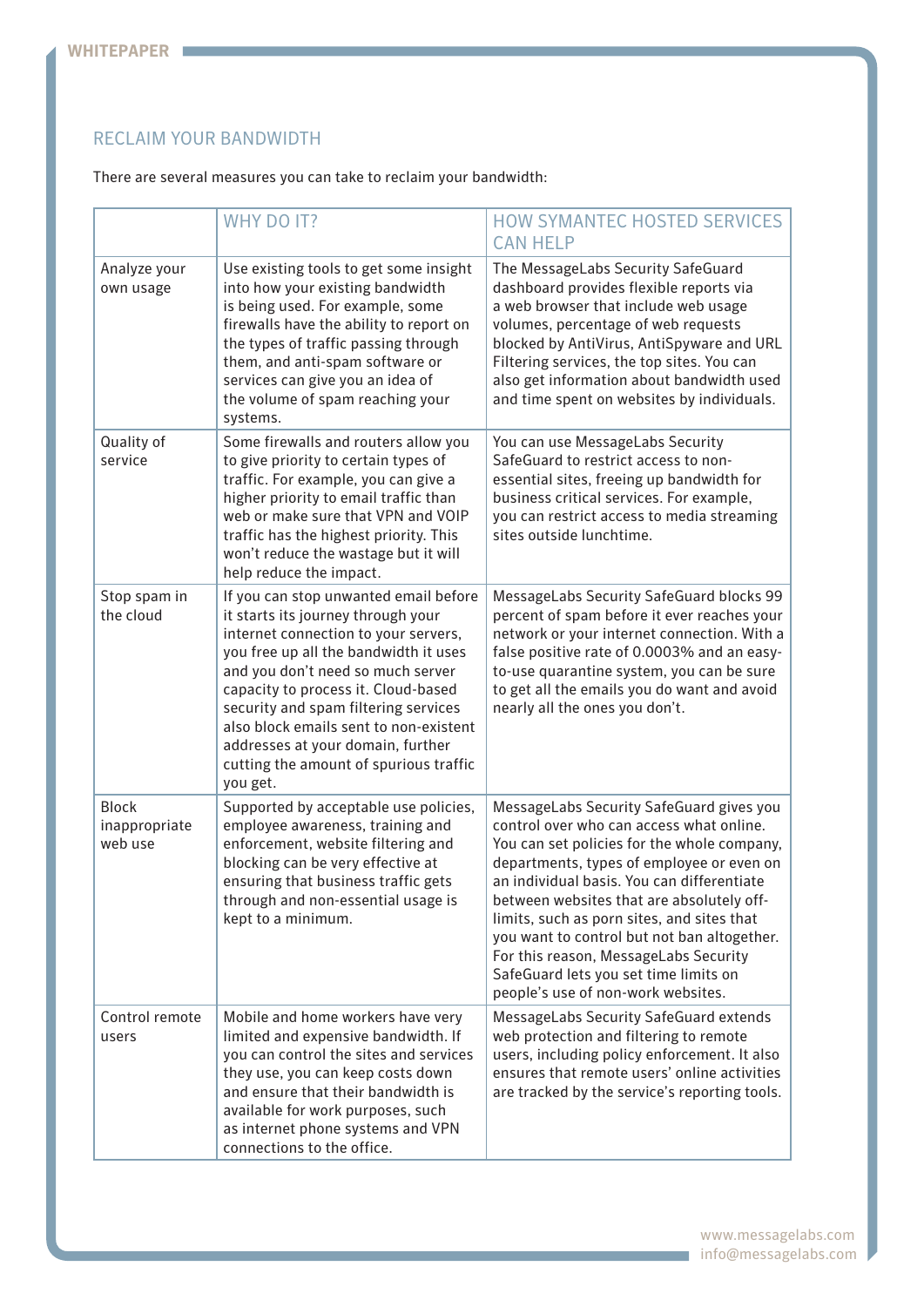## RECLAIM YOUR BANDWIDTH

There are several measures you can take to reclaim your bandwidth:

| | WHY DO IT? | HOW SYMANTEC HOSTED SERVICES CAN HELP |
|---|---|---|
| Analyze your own usage | Use existing tools to get some insight into how your existing bandwidth is being used. For example, some firewalls have the ability to report on the types of traffic passing through them, and anti-spam software or services can give you an idea of the volume of spam reaching your systems. | The MessageLabs Security SafeGuard dashboard provides flexible reports via a web browser that include web usage volumes, percentage of web requests blocked by AntiVirus, AntiSpyware and URL Filtering services, the top sites. You can also get information about bandwidth used and time spent on websites by individuals. |
| Quality of service | Some firewalls and routers allow you to give priority to certain types of traffic. For example, you can give a higher priority to email traffic than web or make sure that VPN and VOIP traffic has the highest priority. This won't reduce the wastage but it will help reduce the impact. | You can use MessageLabs Security SafeGuard to restrict access to non-essential sites, freeing up bandwidth for business critical services. For example, you can restrict access to media streaming sites outside lunchtime. |
| Stop spam in the cloud | If you can stop unwanted email before it starts its journey through your internet connection to your servers, you free up all the bandwidth it uses and you don't need so much server capacity to process it. Cloud-based security and spam filtering services also block emails sent to non-existent addresses at your domain, further cutting the amount of spurious traffic you get. | MessageLabs Security SafeGuard blocks 99 percent of spam before it ever reaches your network or your internet connection. With a false positive rate of 0.0003% and an easy-to-use quarantine system, you can be sure to get all the emails you do want and avoid nearly all the ones you don't. |
| Block inappropriate web use | Supported by acceptable use policies, employee awareness, training and enforcement, website filtering and blocking can be very effective at ensuring that business traffic gets through and non-essential usage is kept to a minimum. | MessageLabs Security SafeGuard gives you control over who can access what online. You can set policies for the whole company, departments, types of employee or even on an individual basis. You can differentiate between websites that are absolutely off-limits, such as porn sites, and sites that you want to control but not ban altogether. For this reason, MessageLabs Security SafeGuard lets you set time limits on people's use of non-work websites. |
| Control remote users | Mobile and home workers have very limited and expensive bandwidth. If you can control the sites and services they use, you can keep costs down and ensure that their bandwidth is available for work purposes, such as internet phone systems and VPN connections to the office. | MessageLabs Security SafeGuard extends web protection and filtering to remote users, including policy enforcement. It also ensures that remote users' online activities are tracked by the service's reporting tools. |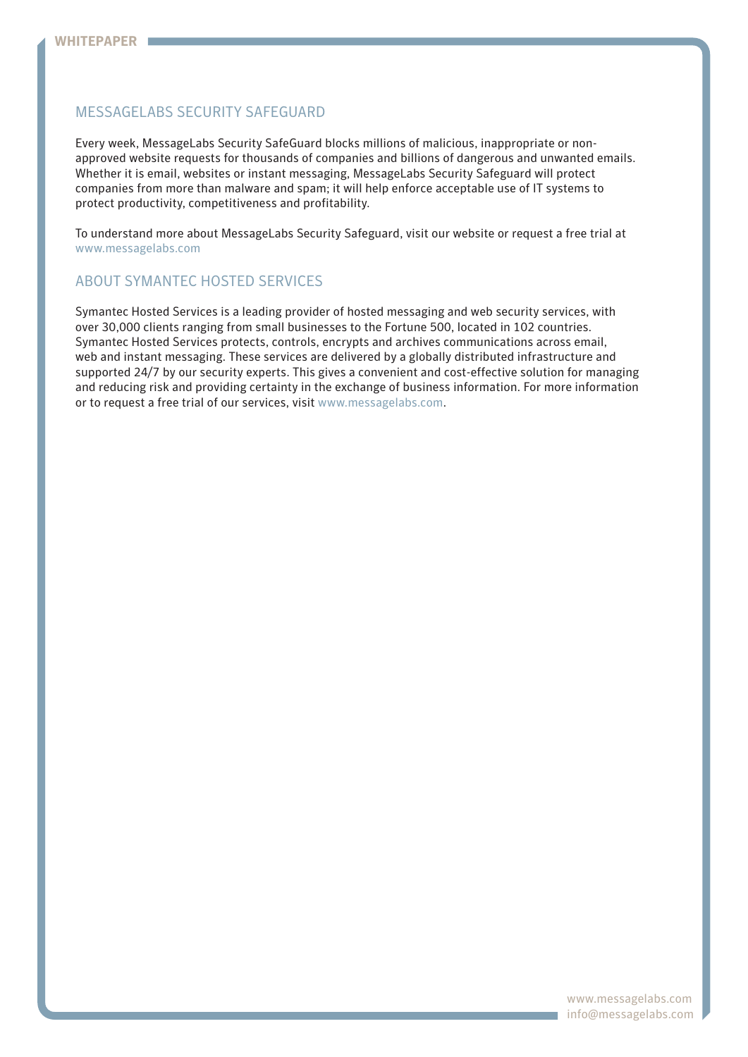## MESSAGELABS SECURITY SAFEGUARD

Every week, MessageLabs Security SafeGuard blocks millions of malicious, inappropriate or non-approved website requests for thousands of companies and billions of dangerous and unwanted emails. Whether it is email, websites or instant messaging, MessageLabs Security Safeguard will protect companies from more than malware and spam; it will help enforce acceptable use of IT systems to protect productivity, competitiveness and profitability.

To understand more about MessageLabs Security Safeguard, visit our website or request a free trial at www.messagelabs.com

## ABOUT SYMANTEC HOSTED SERVICES

Symantec Hosted Services is a leading provider of hosted messaging and web security services, with over 30,000 clients ranging from small businesses to the Fortune 500, located in 102 countries. Symantec Hosted Services protects, controls, encrypts and archives communications across email, web and instant messaging. These services are delivered by a globally distributed infrastructure and supported 24/7 by our security experts. This gives a convenient and cost-effective solution for managing and reducing risk and providing certainty in the exchange of business information. For more information or to request a free trial of our services, visit www.messagelabs.com.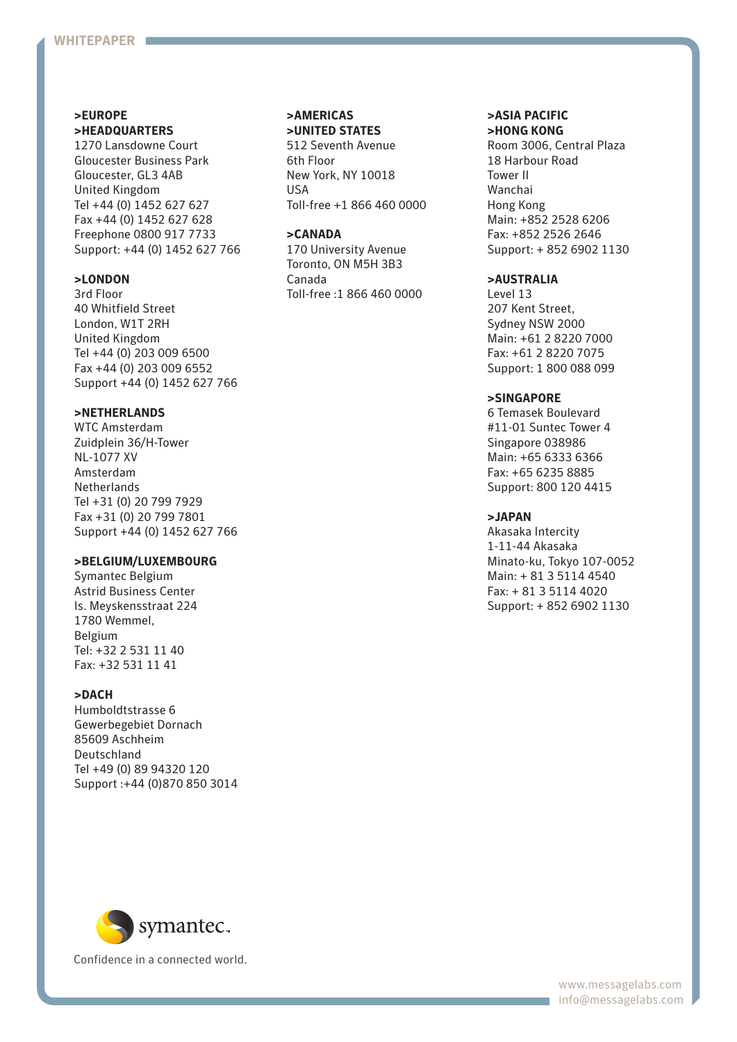## >EUROPE

### >HEADQUARTERS
1270 Lansdowne Court
Gloucester Business Park
Gloucester, GL3 4AB
United Kingdom
Tel +44 (0) 1452 627 627
Fax +44 (0) 1452 627 628
Freephone 0800 917 7733
Support: +44 (0) 1452 627 766

### >LONDON
3rd Floor
40 Whitfield Street
London, W1T 2RH
United Kingdom
Tel +44 (0) 203 009 6500
Fax +44 (0) 203 009 6552
Support +44 (0) 1452 627 766

### >NETHERLANDS
WTC Amsterdam
Zuidplein 36/H-Tower
NL-1077 XV
Amsterdam
Netherlands
Tel +31 (0) 20 799 7929
Fax +31 (0) 20 799 7801
Support +44 (0) 1452 627 766

### >BELGIUM/LUXEMBOURG
Symantec Belgium
Astrid Business Center
Is. Meyskensstraat 224
1780 Wemmel,
Belgium
Tel: +32 2 531 11 40
Fax: +32 531 11 41

### >DACH
Humboldtstrasse 6
Gewerbegebiet Dornach
85609 Aschheim
Deutschland
Tel +49 (0) 89 94320 120
Support :+44 (0)870 850 3014

## >AMERICAS

### >UNITED STATES
512 Seventh Avenue
6th Floor
New York, NY 10018
USA
Toll-free +1 866 460 0000

### >CANADA
170 University Avenue
Toronto, ON M5H 3B3
Canada
Toll-free :1 866 460 0000

## >ASIA PACIFIC

### >HONG KONG
Room 3006, Central Plaza
18 Harbour Road
Tower II
Wanchai
Hong Kong
Main: +852 2528 6206
Fax: +852 2526 2646
Support: + 852 6902 1130

### >AUSTRALIA
Level 13
207 Kent Street,
Sydney NSW 2000
Main: +61 2 8220 7000
Fax: +61 2 8220 7075
Support: 1 800 088 099

### >SINGAPORE
6 Temasek Boulevard
#11-01 Suntec Tower 4
Singapore 038986
Main: +65 6333 6366
Fax: +65 6235 8885
Support: 800 120 4415

### >JAPAN
Akasaka Intercity
1-11-44 Akasaka
Minato-ku, Tokyo 107-0052
Main: + 81 3 5114 4540
Fax: + 81 3 5114 4020
Support: + 852 6902 1130

symantec.

Confidence in a connected world.

www.messagelabs.com
info@messagelabs.com